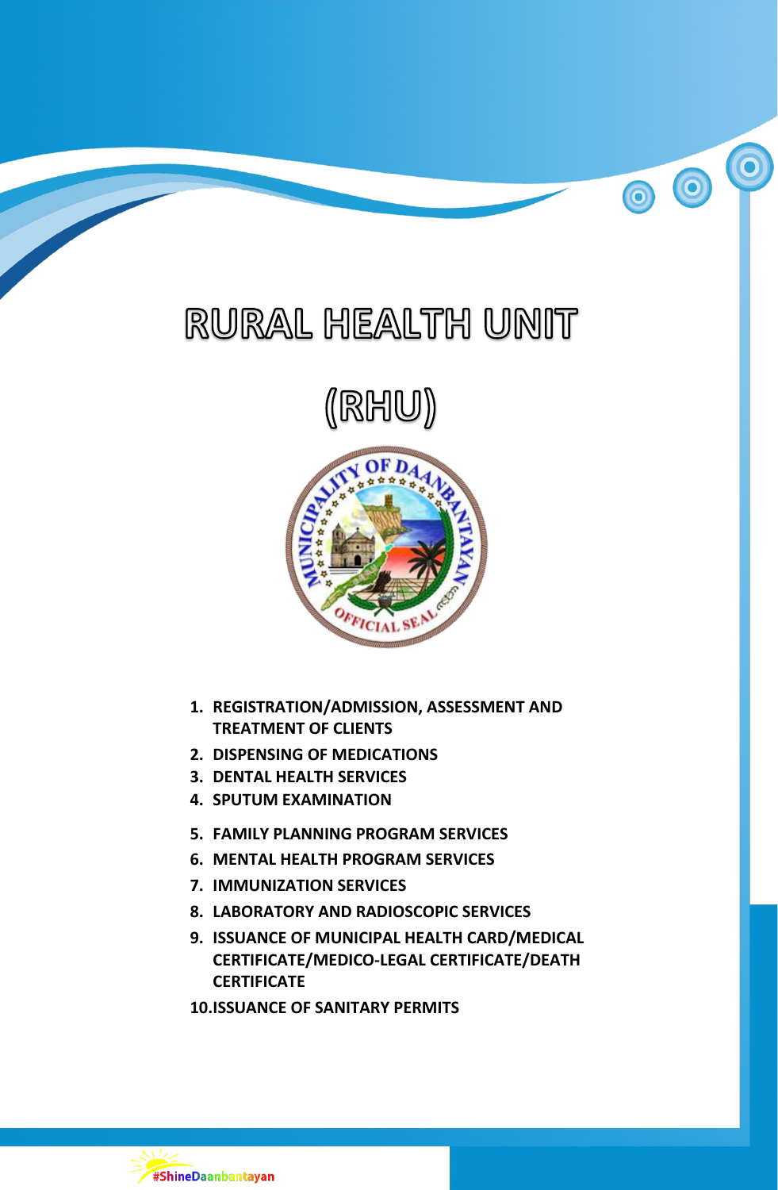# RURAL HEALTH UNIT

# (RHU)

1. REGISTRATION/ADMISSION, ASSESSMENT AND TREATMENT OF CLIENTS
2. DISPENSING OF MEDICATIONS
3. DENTAL HEALTH SERVICES
4. SPUTUM EXAMINATION
5. FAMILY PLANNING PROGRAM SERVICES
6. MENTAL HEALTH PROGRAM SERVICES
7. IMMUNIZATION SERVICES
8. LABORATORY AND RADIOSCOPIC SERVICES
9. ISSUANCE OF MUNICIPAL HEALTH CARD/MEDICAL CERTIFICATE/MEDICO-LEGAL CERTIFICATE/DEATH CERTIFICATE
10. ISSUANCE OF SANITARY PERMITS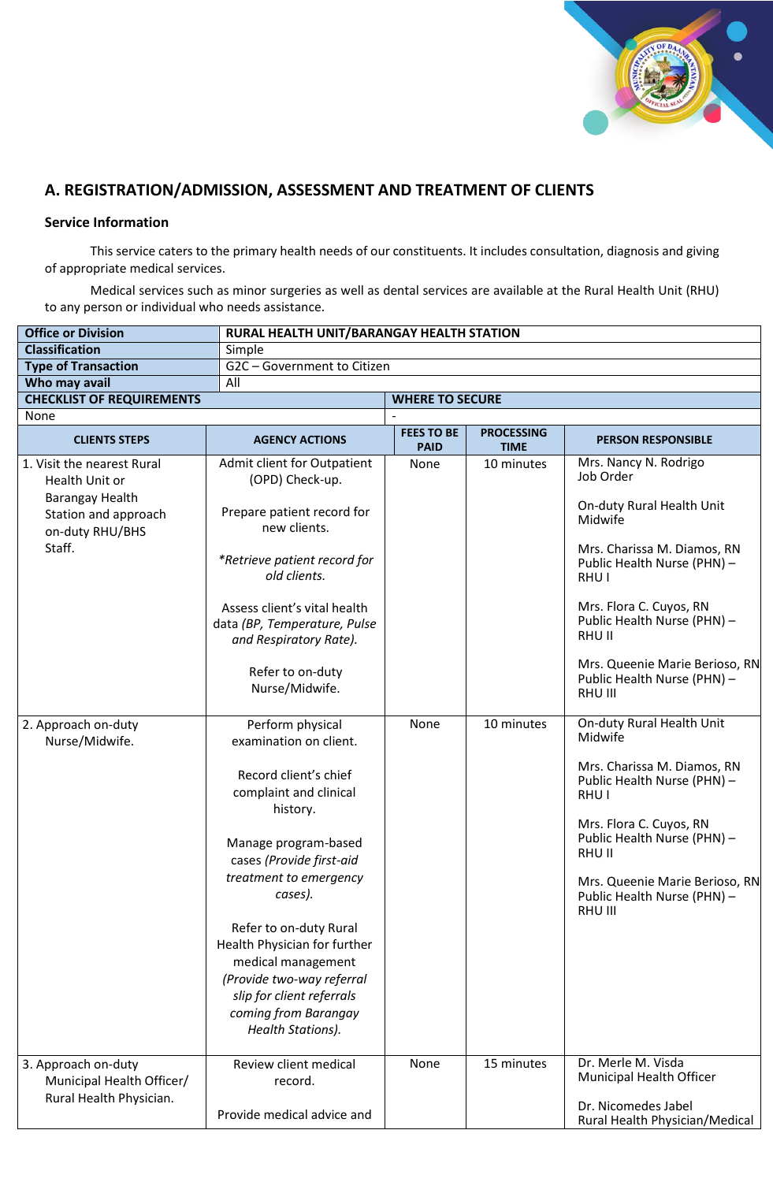## A. REGISTRATION/ADMISSION, ASSESSMENT AND TREATMENT OF CLIENTS

**Service Information**

This service caters to the primary health needs of our constituents. It includes consultation, diagnosis and giving of appropriate medical services.

Medical services such as minor surgeries as well as dental services are available at the Rural Health Unit (RHU) to any person or individual who needs assistance.

| **Office or Division** | **RURAL HEALTH UNIT/BARANGAY HEALTH STATION** | | | |
|---|---|---|---|---|
| **Classification** | Simple | | | |
| **Type of Transaction** | G2C – Government to Citizen | | | |
| **Who may avail** | All | | | |
| **CHECKLIST OF REQUIREMENTS** | | **WHERE TO SECURE** | | |
| None | | - | | |
| **CLIENTS STEPS** | **AGENCY ACTIONS** | **FEES TO BE PAID** | **PROCESSING TIME** | **PERSON RESPONSIBLE** |
| 1. Visit the nearest Rural Health Unit or Barangay Health Station and approach on-duty RHU/BHS Staff. | Admit client for Outpatient (OPD) Check-up.<br><br>Prepare patient record for new clients.<br><br>*\*Retrieve patient record for old clients.*<br><br>Assess client's vital health data *(BP, Temperature, Pulse and Respiratory Rate).*<br><br>Refer to on-duty Nurse/Midwife. | None | 10 minutes | Mrs. Nancy N. Rodrigo<br>Job Order<br><br>On-duty Rural Health Unit Midwife<br><br>Mrs. Charissa M. Diamos, RN<br>Public Health Nurse (PHN) – RHU I<br><br>Mrs. Flora C. Cuyos, RN<br>Public Health Nurse (PHN) – RHU II<br><br>Mrs. Queenie Marie Berioso, RN<br>Public Health Nurse (PHN) – RHU III |
| 2. Approach on-duty Nurse/Midwife. | Perform physical examination on client.<br><br>Record client's chief complaint and clinical history.<br><br>Manage program-based cases *(Provide first-aid treatment to emergency cases).*<br><br>Refer to on-duty Rural Health Physician for further medical management *(Provide two-way referral slip for client referrals coming from Barangay Health Stations).* | None | 10 minutes | On-duty Rural Health Unit Midwife<br><br>Mrs. Charissa M. Diamos, RN<br>Public Health Nurse (PHN) – RHU I<br><br>Mrs. Flora C. Cuyos, RN<br>Public Health Nurse (PHN) – RHU II<br><br>Mrs. Queenie Marie Berioso, RN<br>Public Health Nurse (PHN) – RHU III |
| 3. Approach on-duty Municipal Health Officer/ Rural Health Physician. | Review client medical record.<br><br>Provide medical advice and | None | 15 minutes | Dr. Merle M. Visda<br>Municipal Health Officer<br><br>Dr. Nicomedes Jabel<br>Rural Health Physician/Medical |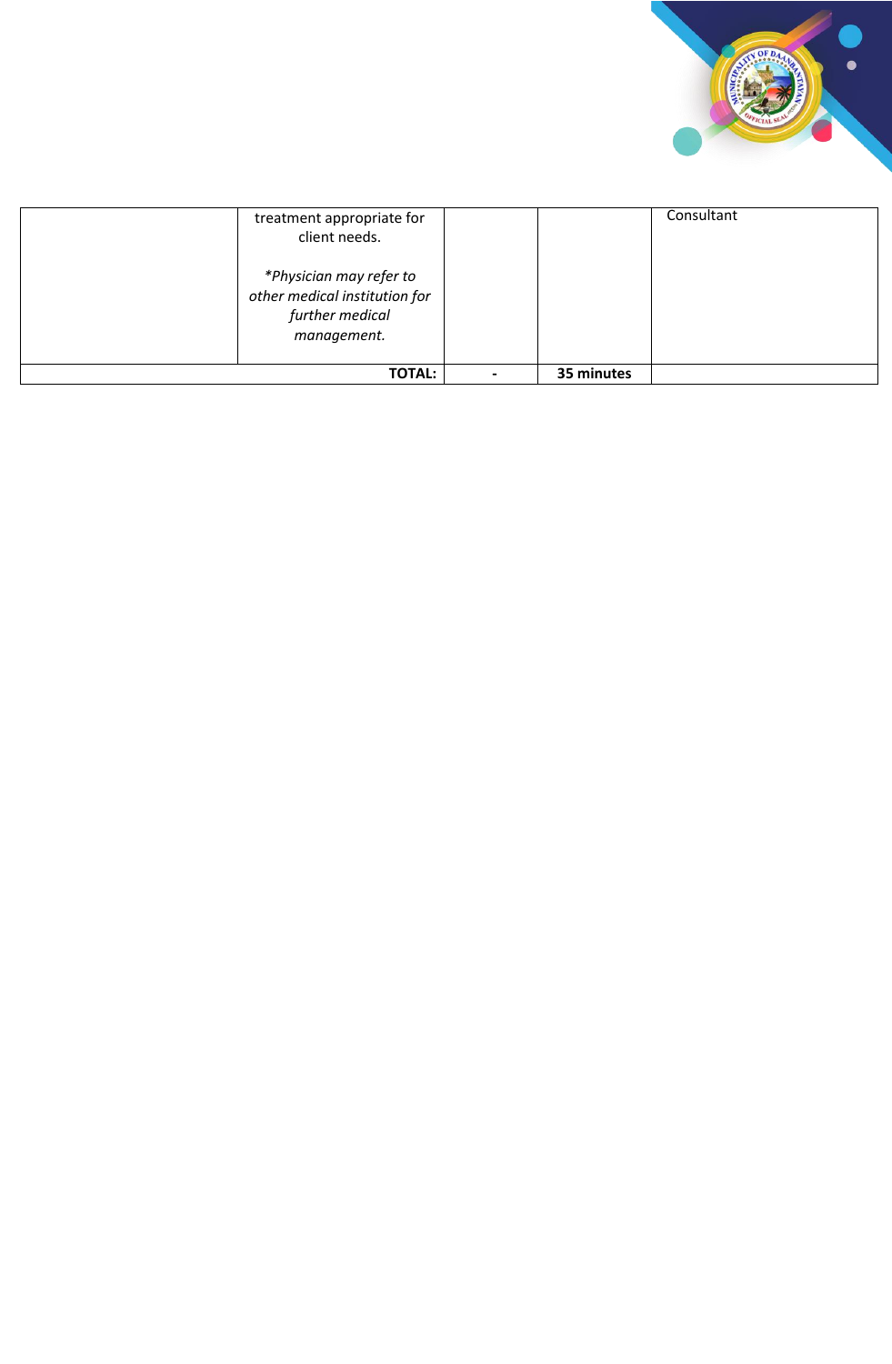| | | | | |
|---|---|---|---|---|
| | treatment appropriate for client needs.<br><br>*\*Physician may refer to other medical institution for further medical management.* | | | Consultant |
| | **TOTAL:** | **-** | **35 minutes** | |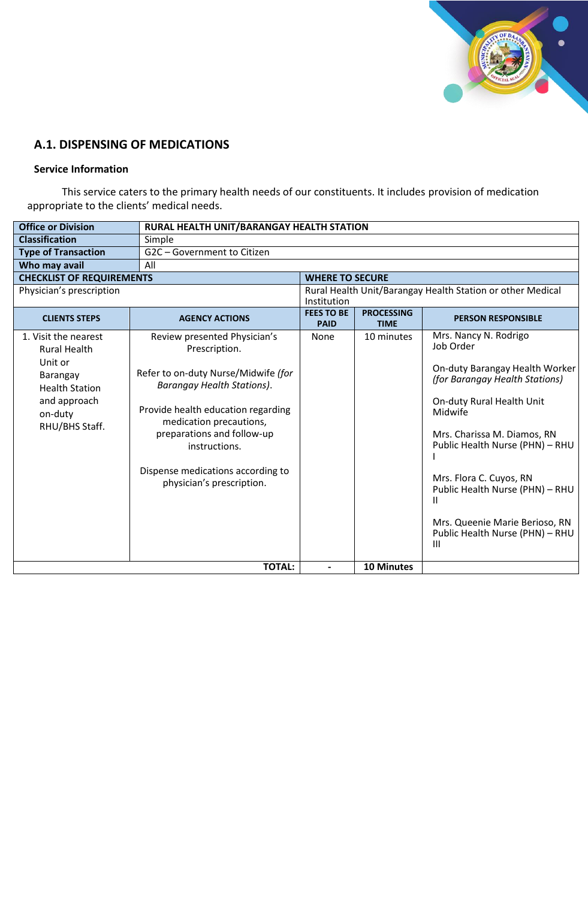## A.1. DISPENSING OF MEDICATIONS

### Service Information

This service caters to the primary health needs of our constituents. It includes provision of medication appropriate to the clients' medical needs.

| **Office or Division** | **RURAL HEALTH UNIT/BARANGAY HEALTH STATION** | | | |
|---|---|---|---|---|
| **Classification** | Simple | | | |
| **Type of Transaction** | G2C – Government to Citizen | | | |
| **Who may avail** | All | | | |
| **CHECKLIST OF REQUIREMENTS** | | **WHERE TO SECURE** | | |
| Physician's prescription | | Rural Health Unit/Barangay Health Station or other Medical Institution | | |
| **CLIENTS STEPS** | **AGENCY ACTIONS** | **FEES TO BE PAID** | **PROCESSING TIME** | **PERSON RESPONSIBLE** |
| 1. Visit the nearest Rural Health Unit or Barangay Health Station and approach on-duty RHU/BHS Staff. | Review presented Physician's Prescription.<br><br>Refer to on-duty Nurse/Midwife *(for Barangay Health Stations)*.<br><br>Provide health education regarding medication precautions, preparations and follow-up instructions.<br><br>Dispense medications according to physician's prescription. | None | 10 minutes | Mrs. Nancy N. Rodrigo<br>Job Order<br><br>On-duty Barangay Health Worker *(for Barangay Health Stations)*<br><br>On-duty Rural Health Unit Midwife<br><br>Mrs. Charissa M. Diamos, RN<br>Public Health Nurse (PHN) – RHU I<br><br>Mrs. Flora C. Cuyos, RN<br>Public Health Nurse (PHN) – RHU II<br><br>Mrs. Queenie Marie Berioso, RN<br>Public Health Nurse (PHN) – RHU III |
| | **TOTAL:** | **-** | **10 Minutes** | |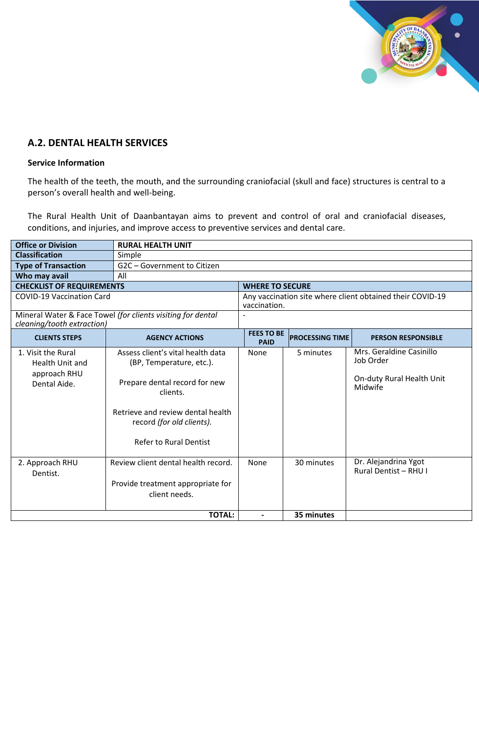## A.2. DENTAL HEALTH SERVICES

**Service Information**

The health of the teeth, the mouth, and the surrounding craniofacial (skull and face) structures is central to a person's overall health and well-being.

The Rural Health Unit of Daanbantayan aims to prevent and control of oral and craniofacial diseases, conditions, and injuries, and improve access to preventive services and dental care.

| **Office or Division** | **RURAL HEALTH UNIT** |
|---|---|
| **Classification** | Simple |
| **Type of Transaction** | G2C – Government to Citizen |
| **Who may avail** | All |

| **CHECKLIST OF REQUIREMENTS** | **WHERE TO SECURE** |
|---|---|
| COVID-19 Vaccination Card | Any vaccination site where client obtained their COVID-19 vaccination. |
| Mineral Water & Face Towel *(for clients visiting for dental cleaning/tooth extraction)* | - |

| **CLIENTS STEPS** | **AGENCY ACTIONS** | **FEES TO BE PAID** | **PROCESSING TIME** | **PERSON RESPONSIBLE** |
|---|---|---|---|---|
| 1. Visit the Rural Health Unit and approach RHU Dental Aide. | Assess client's vital health data (BP, Temperature, etc.).<br><br>Prepare dental record for new clients.<br><br>Retrieve and review dental health record *(for old clients).*<br><br>Refer to Rural Dentist | None | 5 minutes | Mrs. Geraldine Casinillo<br>Job Order<br><br>On-duty Rural Health Unit Midwife |
| 2. Approach RHU Dentist. | Review client dental health record.<br><br>Provide treatment appropriate for client needs. | None | 30 minutes | Dr. Alejandrina Ygot<br>Rural Dentist – RHU I |
| | **TOTAL:** | **-** | **35 minutes** | |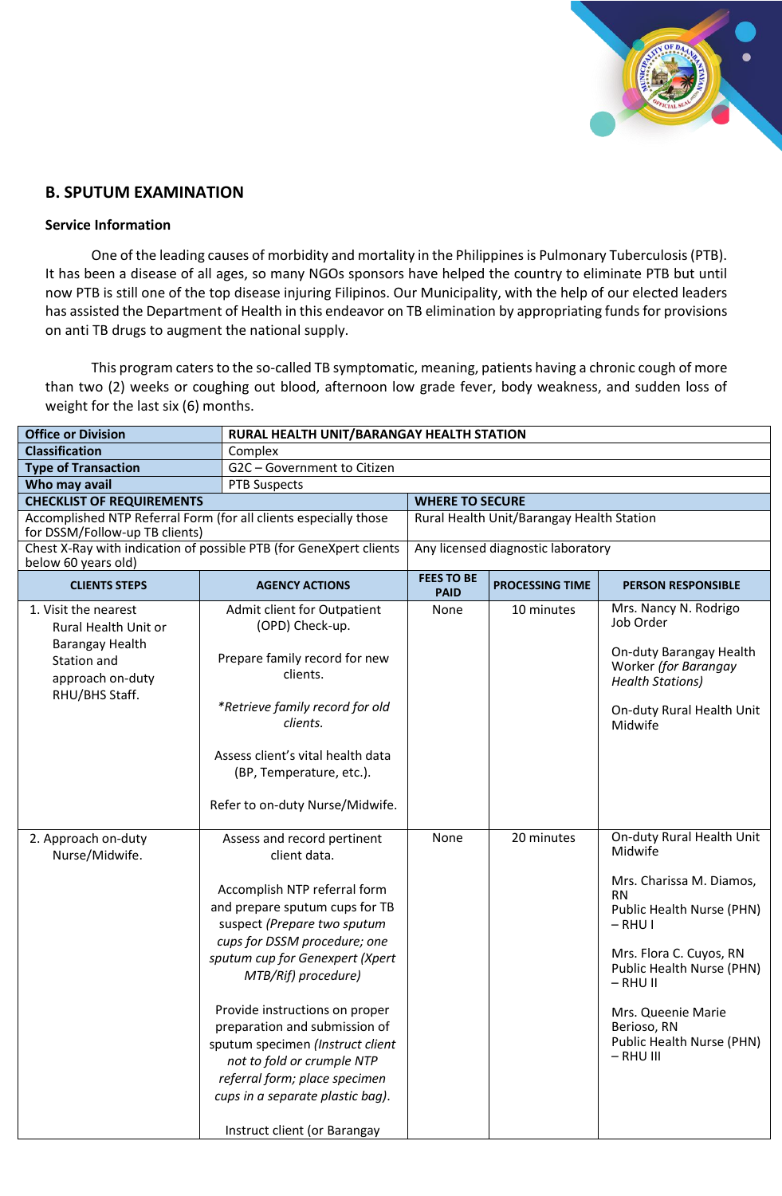## B. SPUTUM EXAMINATION

### Service Information

One of the leading causes of morbidity and mortality in the Philippines is Pulmonary Tuberculosis (PTB). It has been a disease of all ages, so many NGOs sponsors have helped the country to eliminate PTB but until now PTB is still one of the top disease injuring Filipinos. Our Municipality, with the help of our elected leaders has assisted the Department of Health in this endeavor on TB elimination by appropriating funds for provisions on anti TB drugs to augment the national supply.

This program caters to the so-called TB symptomatic, meaning, patients having a chronic cough of more than two (2) weeks or coughing out blood, afternoon low grade fever, body weakness, and sudden loss of weight for the last six (6) months.

| **Office or Division** | **RURAL HEALTH UNIT/BARANGAY HEALTH STATION** |
|---|---|
| **Classification** | Complex |
| **Type of Transaction** | G2C – Government to Citizen |
| **Who may avail** | PTB Suspects |

| **CHECKLIST OF REQUIREMENTS** | **WHERE TO SECURE** |
|---|---|
| Accomplished NTP Referral Form (for all clients especially those for DSSM/Follow-up TB clients) | Rural Health Unit/Barangay Health Station |
| Chest X-Ray with indication of possible PTB (for GeneXpert clients below 60 years old) | Any licensed diagnostic laboratory |

| **CLIENTS STEPS** | **AGENCY ACTIONS** | **FEES TO BE PAID** | **PROCESSING TIME** | **PERSON RESPONSIBLE** |
|---|---|---|---|---|
| 1. Visit the nearest Rural Health Unit or Barangay Health Station and approach on-duty RHU/BHS Staff. | Admit client for Outpatient (OPD) Check-up.<br><br>Prepare family record for new clients.<br><br>*\*Retrieve family record for old clients.*<br><br>Assess client's vital health data (BP, Temperature, etc.).<br><br>Refer to on-duty Nurse/Midwife. | None | 10 minutes | Mrs. Nancy N. Rodrigo<br>Job Order<br><br>On-duty Barangay Health Worker *(for Barangay Health Stations)*<br><br>On-duty Rural Health Unit Midwife |
| 2. Approach on-duty Nurse/Midwife. | Assess and record pertinent client data.<br><br>Accomplish NTP referral form and prepare sputum cups for TB suspect *(Prepare two sputum cups for DSSM procedure; one sputum cup for Genexpert (Xpert MTB/Rif) procedure)*<br><br>Provide instructions on proper preparation and submission of sputum specimen *(Instruct client not to fold or crumple NTP referral form; place specimen cups in a separate plastic bag)*.<br><br>Instruct client (or Barangay | None | 20 minutes | On-duty Rural Health Unit Midwife<br><br>Mrs. Charissa M. Diamos, RN<br>Public Health Nurse (PHN) – RHU I<br><br>Mrs. Flora C. Cuyos, RN<br>Public Health Nurse (PHN) – RHU II<br><br>Mrs. Queenie Marie Berioso, RN<br>Public Health Nurse (PHN) – RHU III |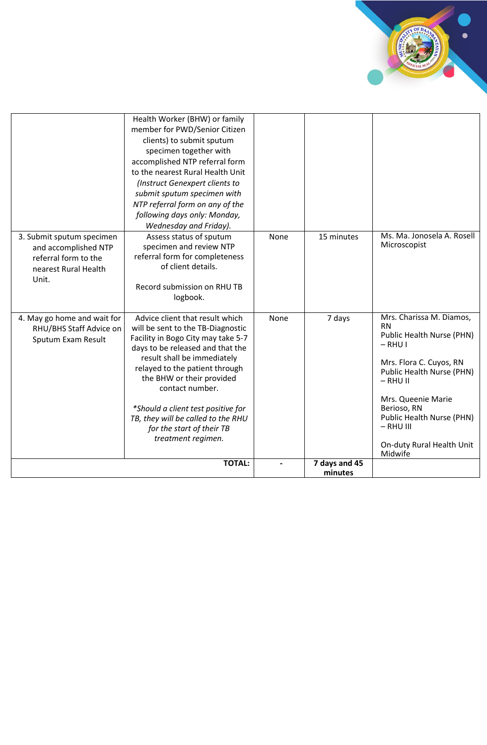| | | | | |
|---|---|---|---|---|
| | Health Worker (BHW) or family member for PWD/Senior Citizen clients) to submit sputum specimen together with accomplished NTP referral form to the nearest Rural Health Unit *(Instruct Genexpert clients to submit sputum specimen with NTP referral form on any of the following days only: Monday, Wednesday and Friday).* | | | |
| 3. Submit sputum specimen and accomplished NTP referral form to the nearest Rural Health Unit. | Assess status of sputum specimen and review NTP referral form for completeness of client details.<br><br>Record submission on RHU TB logbook. | None | 15 minutes | Ms. Ma. Jonosela A. Rosell Microscopist |
| 4. May go home and wait for RHU/BHS Staff Advice on Sputum Exam Result | Advice client that result which will be sent to the TB-Diagnostic Facility in Bogo City may take 5-7 days to be released and that the result shall be immediately relayed to the patient through the BHW or their provided contact number.<br><br>*\*Should a client test positive for TB, they will be called to the RHU for the start of their TB treatment regimen.* | None | 7 days | Mrs. Charissa M. Diamos, RN Public Health Nurse (PHN) – RHU I<br><br>Mrs. Flora C. Cuyos, RN Public Health Nurse (PHN) – RHU II<br><br>Mrs. Queenie Marie Berioso, RN Public Health Nurse (PHN) – RHU III<br><br>On-duty Rural Health Unit Midwife |
| | **TOTAL:** | **-** | **7 days and 45 minutes** | |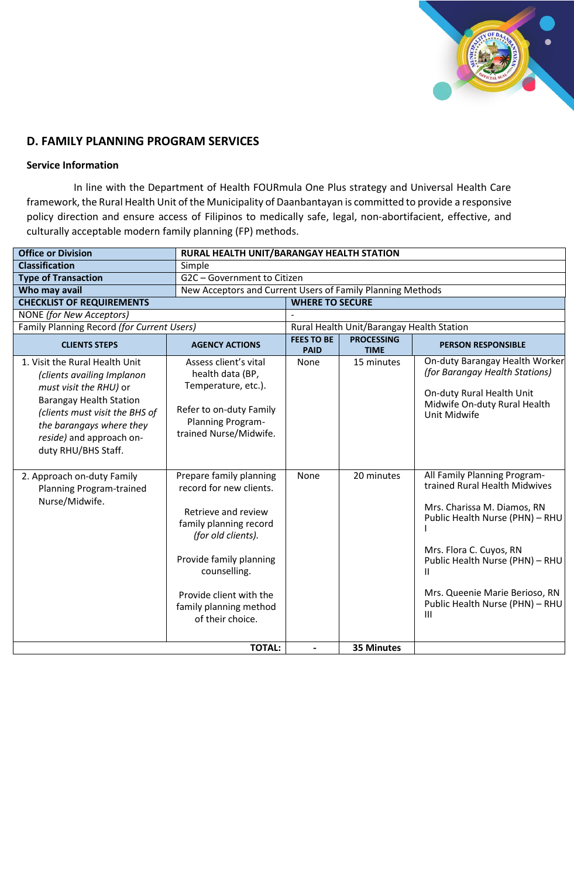## D. FAMILY PLANNING PROGRAM SERVICES

**Service Information**

In line with the Department of Health FOURmula One Plus strategy and Universal Health Care framework, the Rural Health Unit of the Municipality of Daanbantayan is committed to provide a responsive policy direction and ensure access of Filipinos to medically safe, legal, non-abortifacient, effective, and culturally acceptable modern family planning (FP) methods.

| **Office or Division** | **RURAL HEALTH UNIT/BARANGAY HEALTH STATION** | | | |
|---|---|---|---|---|
| **Classification** | Simple | | | |
| **Type of Transaction** | G2C – Government to Citizen | | | |
| **Who may avail** | New Acceptors and Current Users of Family Planning Methods | | | |
| **CHECKLIST OF REQUIREMENTS** | | **WHERE TO SECURE** | | |
| NONE *(for New Acceptors)* | | - | | |
| Family Planning Record *(for Current Users)* | | Rural Health Unit/Barangay Health Station | | |

| **CLIENTS STEPS** | **AGENCY ACTIONS** | **FEES TO BE PAID** | **PROCESSING TIME** | **PERSON RESPONSIBLE** |
|---|---|---|---|---|
| 1. Visit the Rural Health Unit *(clients availing Implanon must visit the RHU)* or Barangay Health Station *(clients must visit the BHS of the barangays where they reside)* and approach on-duty RHU/BHS Staff. | Assess client's vital health data (BP, Temperature, etc.).<br><br>Refer to on-duty Family Planning Program-trained Nurse/Midwife. | None | 15 minutes | On-duty Barangay Health Worker *(for Barangay Health Stations)*<br><br>On-duty Rural Health Unit Midwife On-duty Rural Health Unit Midwife |
| 2. Approach on-duty Family Planning Program-trained Nurse/Midwife. | Prepare family planning record for new clients.<br><br>Retrieve and review family planning record *(for old clients).*<br><br>Provide family planning counselling.<br><br>Provide client with the family planning method of their choice. | None | 20 minutes | All Family Planning Program-trained Rural Health Midwives<br><br>Mrs. Charissa M. Diamos, RN Public Health Nurse (PHN) – RHU I<br><br>Mrs. Flora C. Cuyos, RN Public Health Nurse (PHN) – RHU II<br><br>Mrs. Queenie Marie Berioso, RN Public Health Nurse (PHN) – RHU III |
| | **TOTAL:** | **-** | **35 Minutes** | |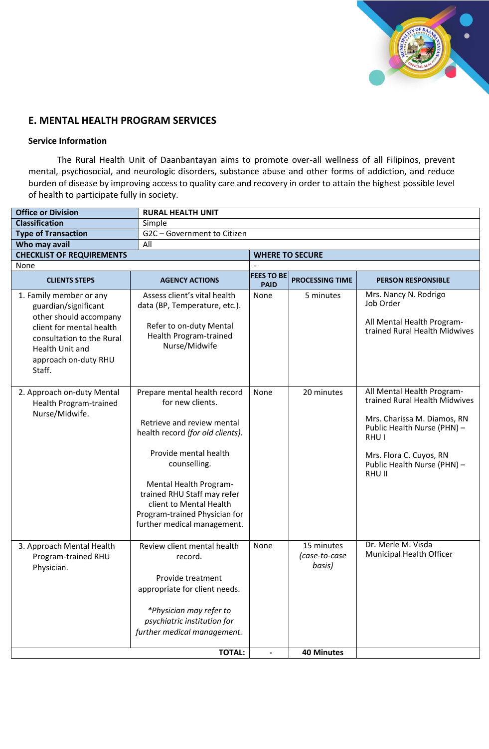## E. MENTAL HEALTH PROGRAM SERVICES

### Service Information

The Rural Health Unit of Daanbantayan aims to promote over-all wellness of all Filipinos, prevent mental, psychosocial, and neurologic disorders, substance abuse and other forms of addiction, and reduce burden of disease by improving access to quality care and recovery in order to attain the highest possible level of health to participate fully in society.

| **Office or Division** | **RURAL HEALTH UNIT** | | | |
|---|---|---|---|---|
| **Classification** | Simple | | | |
| **Type of Transaction** | G2C – Government to Citizen | | | |
| **Who may avail** | All | | | |
| **CHECKLIST OF REQUIREMENTS** | | **WHERE TO SECURE** | | |
| None | | - | | |
| **CLIENTS STEPS** | **AGENCY ACTIONS** | **FEES TO BE PAID** | **PROCESSING TIME** | **PERSON RESPONSIBLE** |
| 1. Family member or any guardian/significant other should accompany client for mental health consultation to the Rural Health Unit and approach on-duty RHU Staff. | Assess client's vital health data (BP, Temperature, etc.).<br><br>Refer to on-duty Mental Health Program-trained Nurse/Midwife | None | 5 minutes | Mrs. Nancy N. Rodrigo<br>Job Order<br><br>All Mental Health Program-trained Rural Health Midwives |
| 2. Approach on-duty Mental Health Program-trained Nurse/Midwife. | Prepare mental health record for new clients.<br><br>Retrieve and review mental health record *(for old clients)*.<br><br>Provide mental health counselling.<br><br>Mental Health Program-trained RHU Staff may refer client to Mental Health Program-trained Physician for further medical management. | None | 20 minutes | All Mental Health Program-trained Rural Health Midwives<br><br>Mrs. Charissa M. Diamos, RN<br>Public Health Nurse (PHN) – RHU I<br><br>Mrs. Flora C. Cuyos, RN<br>Public Health Nurse (PHN) – RHU II |
| 3. Approach Mental Health Program-trained RHU Physician. | Review client mental health record.<br><br>Provide treatment appropriate for client needs.<br><br>*\*Physician may refer to psychiatric institution for further medical management.* | None | 15 minutes *(case-to-case basis)* | Dr. Merle M. Visda<br>Municipal Health Officer |
| | **TOTAL:** | **-** | **40 Minutes** | |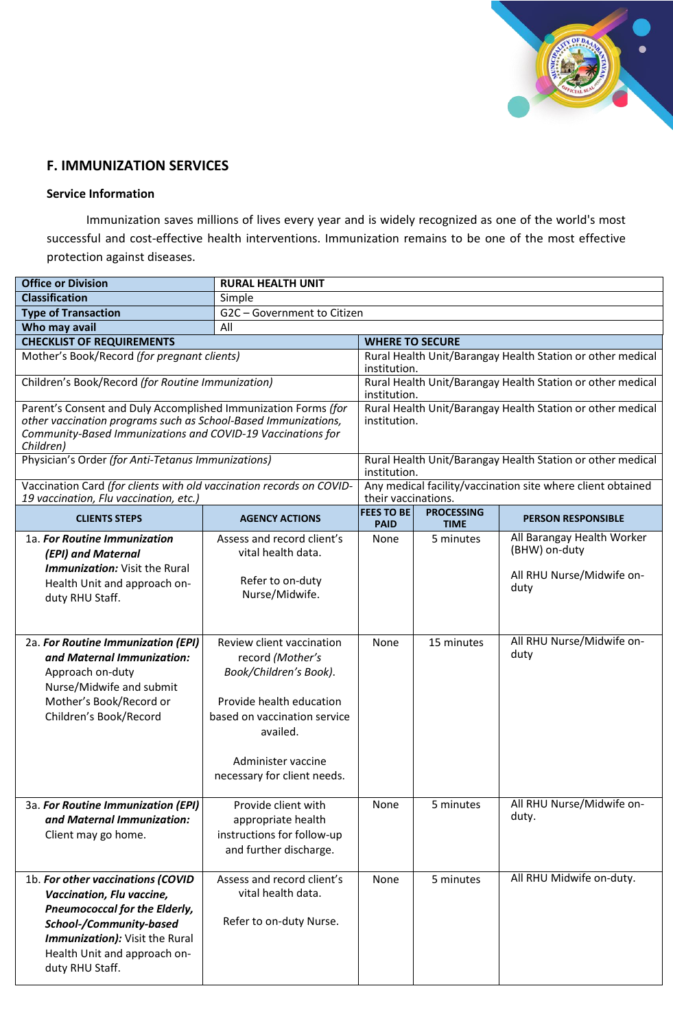## F. IMMUNIZATION SERVICES

### Service Information

Immunization saves millions of lives every year and is widely recognized as one of the world's most successful and cost-effective health interventions. Immunization remains to be one of the most effective protection against diseases.

| **Office or Division** | **RURAL HEALTH UNIT** |
|---|---|
| **Classification** | Simple |
| **Type of Transaction** | G2C – Government to Citizen |
| **Who may avail** | All |

| **CHECKLIST OF REQUIREMENTS** | **WHERE TO SECURE** |
|---|---|
| Mother's Book/Record *(for pregnant clients)* | Rural Health Unit/Barangay Health Station or other medical institution. |
| Children's Book/Record *(for Routine Immunization)* | Rural Health Unit/Barangay Health Station or other medical institution. |
| Parent's Consent and Duly Accomplished Immunization Forms *(for other vaccination programs such as School-Based Immunizations, Community-Based Immunizations and COVID-19 Vaccinations for Children)* | Rural Health Unit/Barangay Health Station or other medical institution. |
| Physician's Order *(for Anti-Tetanus Immunizations)* | Rural Health Unit/Barangay Health Station or other medical institution. |
| Vaccination Card *(for clients with old vaccination records on COVID-19 vaccination, Flu vaccination, etc.)* | Any medical facility/vaccination site where client obtained their vaccinations. |

| **CLIENTS STEPS** | **AGENCY ACTIONS** | **FEES TO BE PAID** | **PROCESSING TIME** | **PERSON RESPONSIBLE** |
|---|---|---|---|---|
| 1a. ***For Routine Immunization (EPI) and Maternal Immunization:*** Visit the Rural Health Unit and approach on-duty RHU Staff. | Assess and record client's vital health data.<br><br>Refer to on-duty Nurse/Midwife. | None | 5 minutes | All Barangay Health Worker (BHW) on-duty<br><br>All RHU Nurse/Midwife on-duty |
| 2a. ***For Routine Immunization (EPI) and Maternal Immunization:*** Approach on-duty Nurse/Midwife and submit Mother's Book/Record or Children's Book/Record | Review client vaccination record *(Mother's Book/Children's Book)*.<br><br>Provide health education based on vaccination service availed.<br><br>Administer vaccine necessary for client needs. | None | 15 minutes | All RHU Nurse/Midwife on-duty |
| 3a. ***For Routine Immunization (EPI) and Maternal Immunization:*** Client may go home. | Provide client with appropriate health instructions for follow-up and further discharge. | None | 5 minutes | All RHU Nurse/Midwife on-duty. |
| 1b. ***For other vaccinations (COVID Vaccination, Flu vaccine, Pneumococcal for the Elderly, School-/Community-based Immunization):*** Visit the Rural Health Unit and approach on-duty RHU Staff. | Assess and record client's vital health data.<br><br>Refer to on-duty Nurse. | None | 5 minutes | All RHU Midwife on-duty. |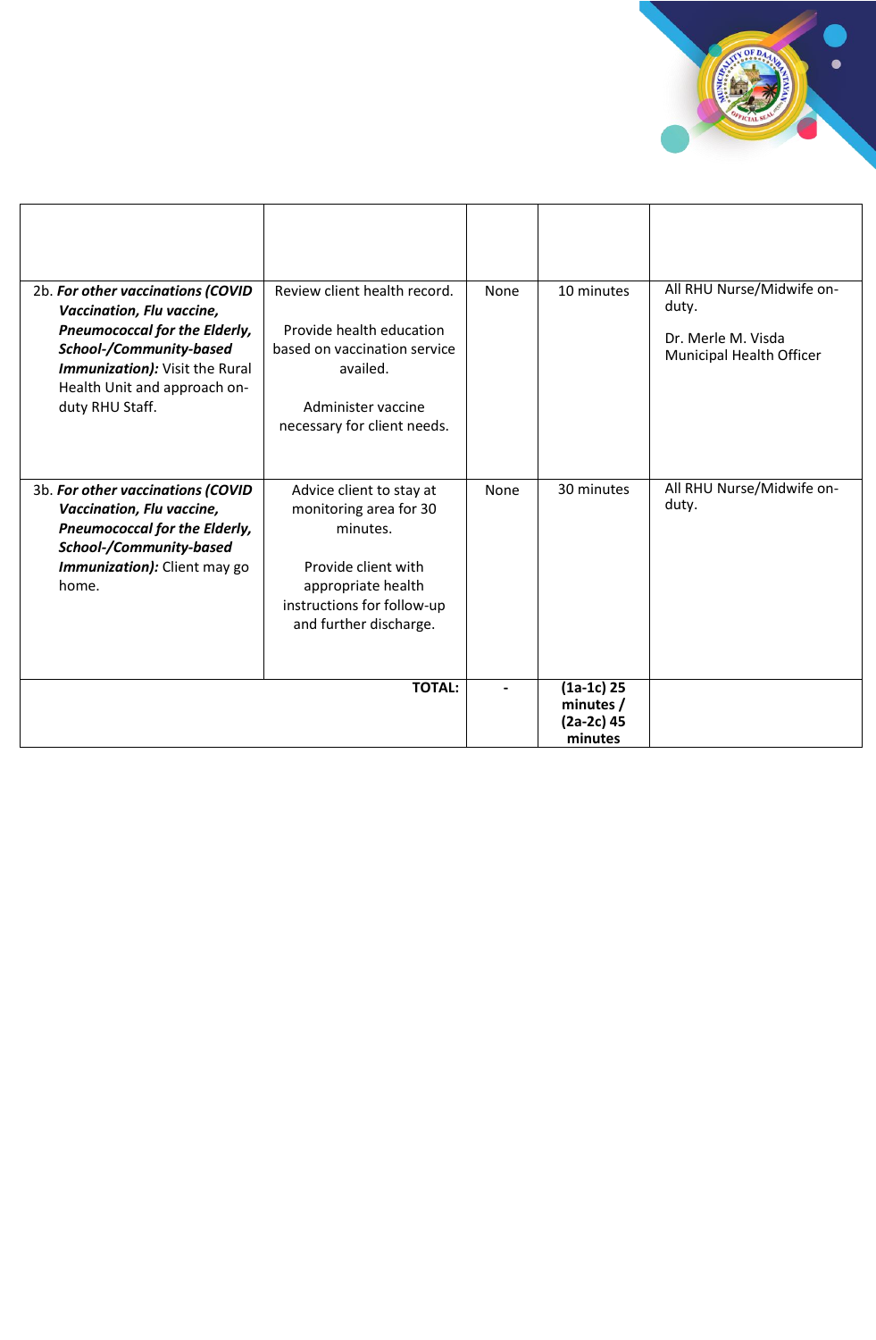| | | | | |
|---|---|---|---|---|
| 2b. ***For other vaccinations (COVID Vaccination, Flu vaccine, Pneumococcal for the Elderly, School-/Community-based Immunization):*** Visit the Rural Health Unit and approach on-duty RHU Staff. | Review client health record.<br><br>Provide health education based on vaccination service availed.<br><br>Administer vaccine necessary for client needs. | None | 10 minutes | All RHU Nurse/Midwife on-duty.<br><br>Dr. Merle M. Visda<br>Municipal Health Officer |
| 3b. ***For other vaccinations (COVID Vaccination, Flu vaccine, Pneumococcal for the Elderly, School-/Community-based Immunization):*** Client may go home. | Advice client to stay at monitoring area for 30 minutes.<br><br>Provide client with appropriate health instructions for follow-up and further discharge. | None | 30 minutes | All RHU Nurse/Midwife on-duty. |
| | **TOTAL:** | - | **(1a-1c) 25 minutes / (2a-2c) 45 minutes** | |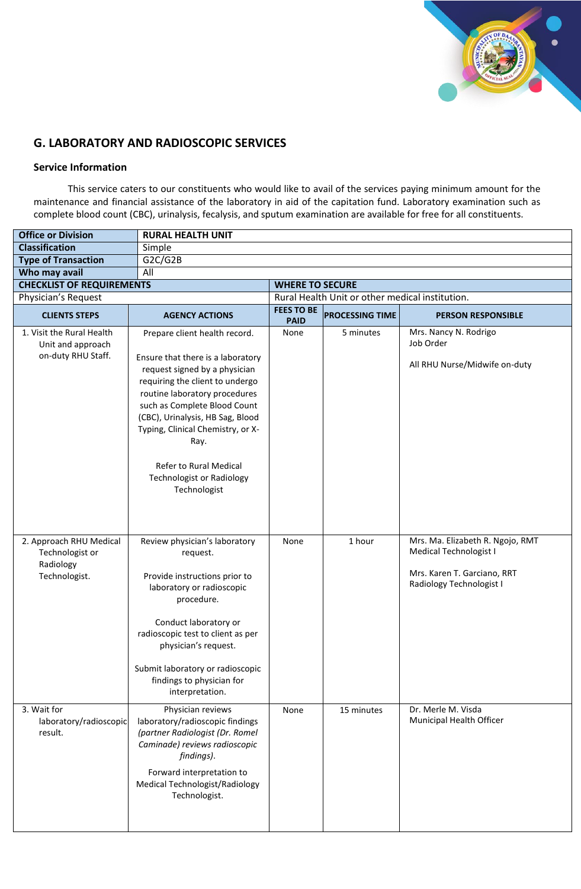## G. LABORATORY AND RADIOSCOPIC SERVICES

### Service Information

This service caters to our constituents who would like to avail of the services paying minimum amount for the maintenance and financial assistance of the laboratory in aid of the capitation fund. Laboratory examination such as complete blood count (CBC), urinalysis, fecalysis, and sputum examination are available for free for all constituents.

| Office or Division | RURAL HEALTH UNIT | | | |
|---|---|---|---|---|
| Classification | Simple | | | |
| Type of Transaction | G2C/G2B | | | |
| Who may avail | All | | | |
| **CHECKLIST OF REQUIREMENTS** | | **WHERE TO SECURE** | | |
| Physician's Request | | Rural Health Unit or other medical institution. | | |
| **CLIENTS STEPS** | **AGENCY ACTIONS** | **FEES TO BE PAID** | **PROCESSING TIME** | **PERSON RESPONSIBLE** |
| 1. Visit the Rural Health Unit and approach on-duty RHU Staff. | Prepare client health record.<br><br>Ensure that there is a laboratory request signed by a physician requiring the client to undergo routine laboratory procedures such as Complete Blood Count (CBC), Urinalysis, HB Sag, Blood Typing, Clinical Chemistry, or X-Ray.<br><br>Refer to Rural Medical Technologist or Radiology Technologist | None | 5 minutes | Mrs. Nancy N. Rodrigo<br>Job Order<br><br>All RHU Nurse/Midwife on-duty |
| 2. Approach RHU Medical Technologist or Radiology Technologist. | Review physician's laboratory request.<br><br>Provide instructions prior to laboratory or radioscopic procedure.<br><br>Conduct laboratory or radioscopic test to client as per physician's request.<br><br>Submit laboratory or radioscopic findings to physician for interpretation. | None | 1 hour | Mrs. Ma. Elizabeth R. Ngojo, RMT<br>Medical Technologist I<br><br>Mrs. Karen T. Garciano, RRT<br>Radiology Technologist I |
| 3. Wait for laboratory/radioscopic result. | Physician reviews laboratory/radioscopic findings *(partner Radiologist (Dr. Romel Caminade) reviews radioscopic findings)*.<br><br>Forward interpretation to Medical Technologist/Radiology Technologist. | None | 15 minutes | Dr. Merle M. Visda<br>Municipal Health Officer |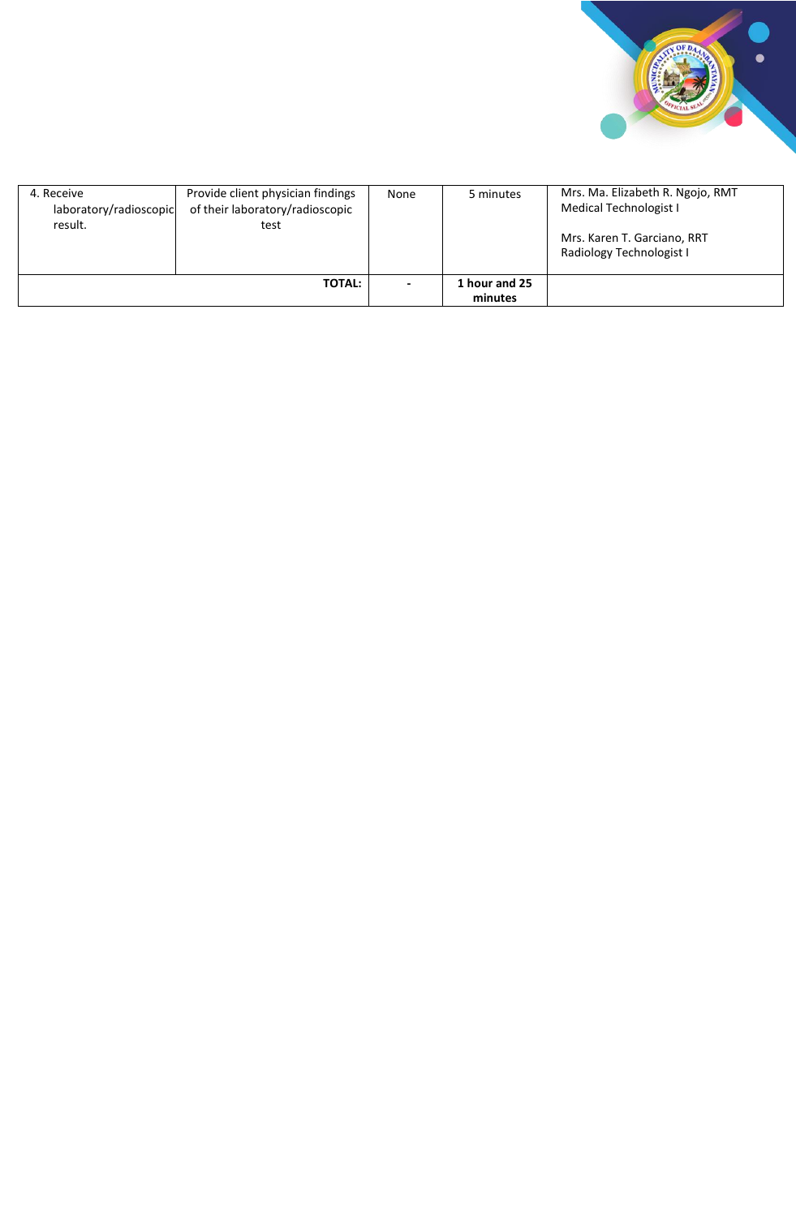| | | | | |
|---|---|---|---|---|
| 4. Receive laboratory/radioscopic result. | Provide client physician findings of their laboratory/radioscopic test | None | 5 minutes | Mrs. Ma. Elizabeth R. Ngojo, RMT Medical Technologist I<br><br>Mrs. Karen T. Garciano, RRT Radiology Technologist I |
| | **TOTAL:** | **-** | **1 hour and 25 minutes** | |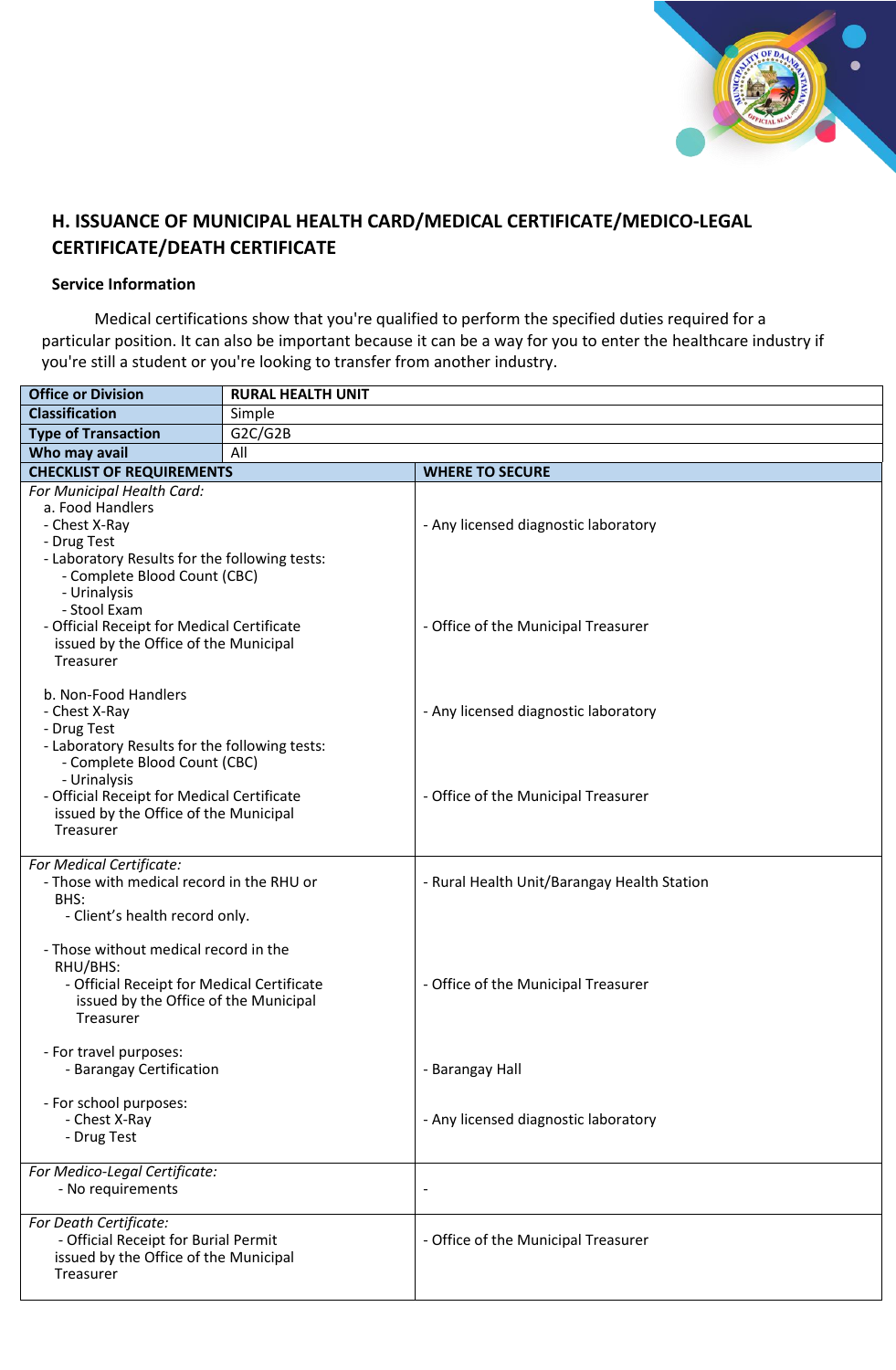## H. ISSUANCE OF MUNICIPAL HEALTH CARD/MEDICAL CERTIFICATE/MEDICO-LEGAL CERTIFICATE/DEATH CERTIFICATE

**Service Information**

Medical certifications show that you're qualified to perform the specified duties required for a particular position. It can also be important because it can be a way for you to enter the healthcare industry if you're still a student or you're looking to transfer from another industry.

| **Office or Division** | **RURAL HEALTH UNIT** |
|---|---|
| **Classification** | Simple |
| **Type of Transaction** | G2C/G2B |
| **Who may avail** | All |

| **CHECKLIST OF REQUIREMENTS** | **WHERE TO SECURE** |
|---|---|
| *For Municipal Health Card:*<br>a. Food Handlers<br>- Chest X-Ray<br>- Drug Test<br>- Laboratory Results for the following tests:<br>- Complete Blood Count (CBC)<br>- Urinalysis<br>- Stool Exam<br>- Official Receipt for Medical Certificate issued by the Office of the Municipal Treasurer | - Any licensed diagnostic laboratory<br><br>- Office of the Municipal Treasurer |
| b. Non-Food Handlers<br>- Chest X-Ray<br>- Drug Test<br>- Laboratory Results for the following tests:<br>- Complete Blood Count (CBC)<br>- Urinalysis<br>- Official Receipt for Medical Certificate issued by the Office of the Municipal Treasurer | - Any licensed diagnostic laboratory<br><br>- Office of the Municipal Treasurer |
| *For Medical Certificate:*<br>- Those with medical record in the RHU or BHS:<br>- Client's health record only.<br><br>- Those without medical record in the RHU/BHS:<br>- Official Receipt for Medical Certificate issued by the Office of the Municipal Treasurer<br><br>- For travel purposes:<br>- Barangay Certification<br><br>- For school purposes:<br>- Chest X-Ray<br>- Drug Test | - Rural Health Unit/Barangay Health Station<br><br>- Office of the Municipal Treasurer<br><br>- Barangay Hall<br><br>- Any licensed diagnostic laboratory |
| *For Medico-Legal Certificate:*<br>- No requirements | - |
| *For Death Certificate:*<br>- Official Receipt for Burial Permit issued by the Office of the Municipal Treasurer | - Office of the Municipal Treasurer |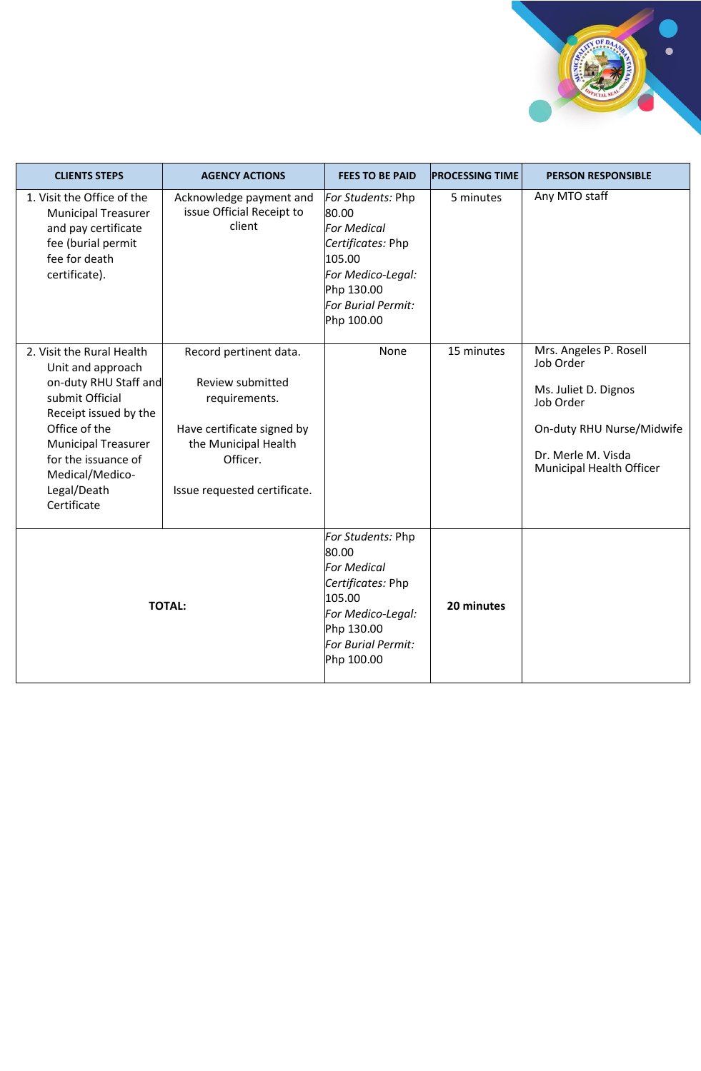| CLIENTS STEPS | AGENCY ACTIONS | FEES TO BE PAID | PROCESSING TIME | PERSON RESPONSIBLE |
|---|---|---|---|---|
| 1. Visit the Office of the Municipal Treasurer and pay certificate fee (burial permit fee for death certificate). | Acknowledge payment and issue Official Receipt to client | *For Students:* Php 80.00<br>*For Medical Certificates:* Php 105.00<br>*For Medico-Legal:* Php 130.00<br>*For Burial Permit:* Php 100.00 | 5 minutes | Any MTO staff |
| 2. Visit the Rural Health Unit and approach on-duty RHU Staff and submit Official Receipt issued by the Office of the Municipal Treasurer for the issuance of Medical/Medico-Legal/Death Certificate | Record pertinent data.<br><br>Review submitted requirements.<br><br>Have certificate signed by the Municipal Health Officer.<br><br>Issue requested certificate. | None | 15 minutes | Mrs. Angeles P. Rosell<br>Job Order<br><br>Ms. Juliet D. Dignos<br>Job Order<br><br>On-duty RHU Nurse/Midwife<br><br>Dr. Merle M. Visda<br>Municipal Health Officer |
| **TOTAL:** | | *For Students:* Php 80.00<br>*For Medical Certificates:* Php 105.00<br>*For Medico-Legal:* Php 130.00<br>*For Burial Permit:* Php 100.00 | **20 minutes** | |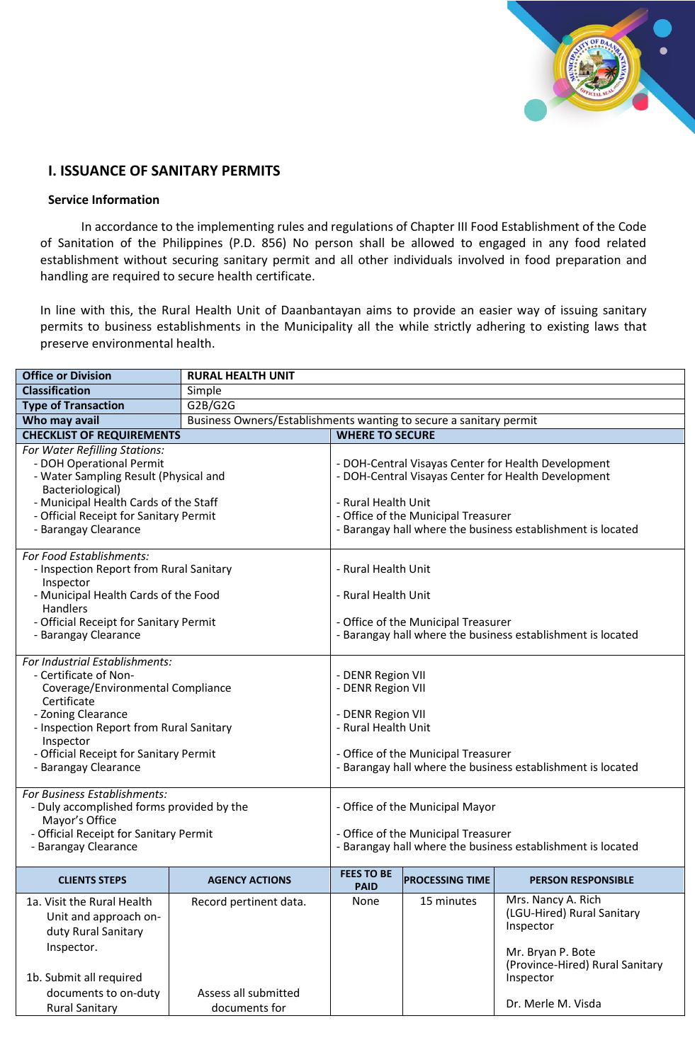## I. ISSUANCE OF SANITARY PERMITS

### Service Information

In accordance to the implementing rules and regulations of Chapter III Food Establishment of the Code of Sanitation of the Philippines (P.D. 856) No person shall be allowed to engaged in any food related establishment without securing sanitary permit and all other individuals involved in food preparation and handling are required to secure health certificate.

In line with this, the Rural Health Unit of Daanbantayan aims to provide an easier way of issuing sanitary permits to business establishments in the Municipality all the while strictly adhering to existing laws that preserve environmental health.

| **Office or Division** | **RURAL HEALTH UNIT** |
|---|---|
| **Classification** | Simple |
| **Type of Transaction** | G2B/G2G |
| **Who may avail** | Business Owners/Establishments wanting to secure a sanitary permit |

| **CHECKLIST OF REQUIREMENTS** | **WHERE TO SECURE** |
|---|---|
| *For Water Refilling Stations:*<br>- DOH Operational Permit<br>- Water Sampling Result (Physical and Bacteriological)<br>- Municipal Health Cards of the Staff<br>- Official Receipt for Sanitary Permit<br>- Barangay Clearance | - DOH-Central Visayas Center for Health Development<br>- DOH-Central Visayas Center for Health Development<br>- Rural Health Unit<br>- Office of the Municipal Treasurer<br>- Barangay hall where the business establishment is located |
| *For Food Establishments:*<br>- Inspection Report from Rural Sanitary Inspector<br>- Municipal Health Cards of the Food Handlers<br>- Official Receipt for Sanitary Permit<br>- Barangay Clearance | - Rural Health Unit<br>- Rural Health Unit<br>- Office of the Municipal Treasurer<br>- Barangay hall where the business establishment is located |
| *For Industrial Establishments:*<br>- Certificate of Non-Coverage/Environmental Compliance Certificate<br>- Zoning Clearance<br>- Inspection Report from Rural Sanitary Inspector<br>- Official Receipt for Sanitary Permit<br>- Barangay Clearance | - DENR Region VII<br>- DENR Region VII<br>- DENR Region VII<br>- Rural Health Unit<br>- Office of the Municipal Treasurer<br>- Barangay hall where the business establishment is located |
| *For Business Establishments:*<br>- Duly accomplished forms provided by the Mayor's Office<br>- Official Receipt for Sanitary Permit<br>- Barangay Clearance | - Office of the Municipal Mayor<br>- Office of the Municipal Treasurer<br>- Barangay hall where the business establishment is located |

| **CLIENTS STEPS** | **AGENCY ACTIONS** | **FEES TO BE PAID** | **PROCESSING TIME** | **PERSON RESPONSIBLE** |
|---|---|---|---|---|
| 1a. Visit the Rural Health Unit and approach on-duty Rural Sanitary Inspector.<br><br>1b. Submit all required documents to on-duty Rural Sanitary | Record pertinent data.<br><br>Assess all submitted documents for | None | 15 minutes | Mrs. Nancy A. Rich (LGU-Hired) Rural Sanitary Inspector<br><br>Mr. Bryan P. Bote (Province-Hired) Rural Sanitary Inspector<br><br>Dr. Merle M. Visda |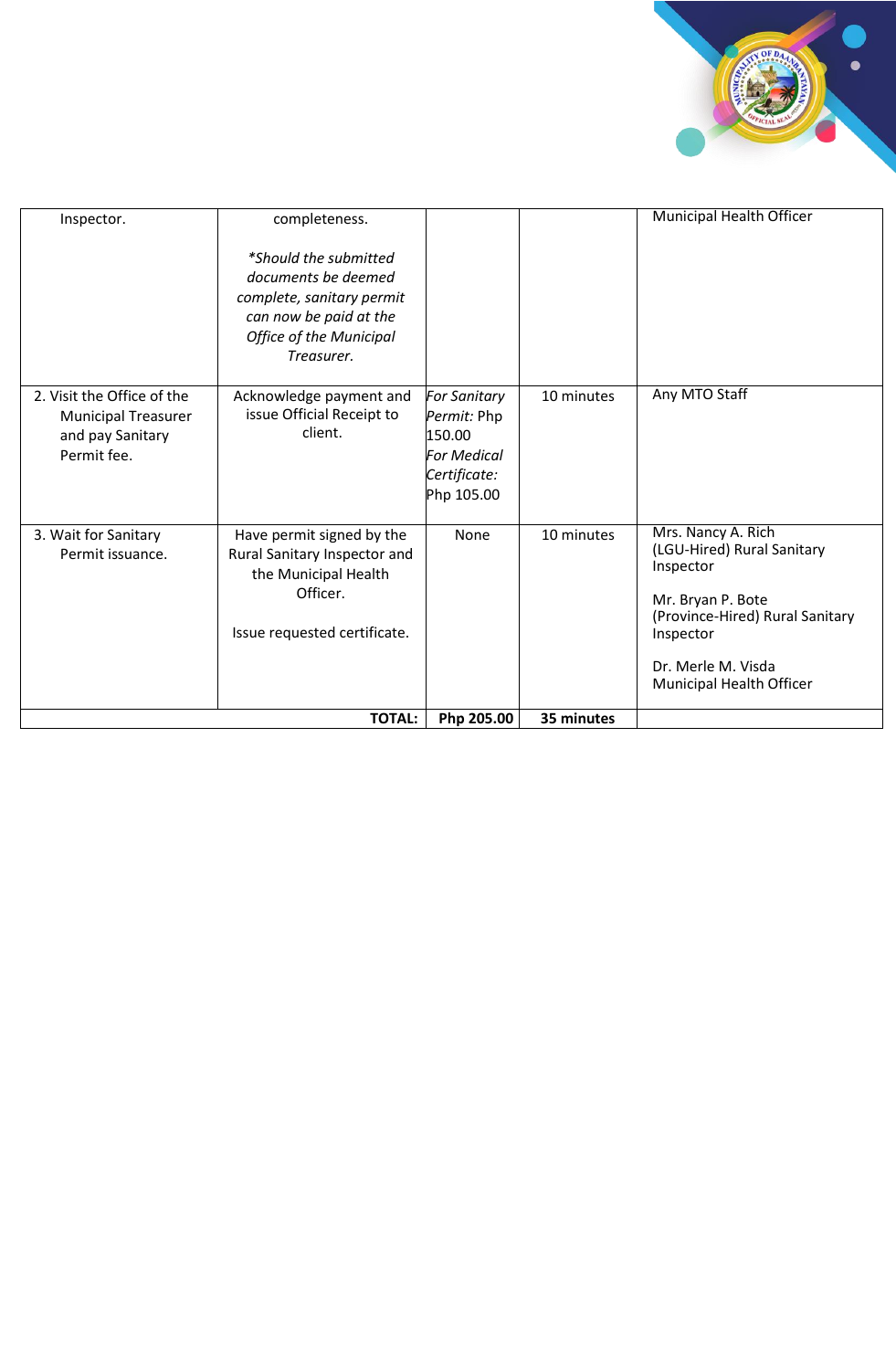| | | | | |
|---|---|---|---|---|
| Inspector. | completeness.<br><br>*\*Should the submitted documents be deemed complete, sanitary permit can now be paid at the Office of the Municipal Treasurer.* | | | Municipal Health Officer |
| 2. Visit the Office of the Municipal Treasurer and pay Sanitary Permit fee. | Acknowledge payment and issue Official Receipt to client. | *For Sanitary Permit:* Php 150.00<br>*For Medical Certificate:* Php 105.00 | 10 minutes | Any MTO Staff |
| 3. Wait for Sanitary Permit issuance. | Have permit signed by the Rural Sanitary Inspector and the Municipal Health Officer.<br><br>Issue requested certificate. | None | 10 minutes | Mrs. Nancy A. Rich<br>(LGU-Hired) Rural Sanitary Inspector<br><br>Mr. Bryan P. Bote<br>(Province-Hired) Rural Sanitary Inspector<br><br>Dr. Merle M. Visda<br>Municipal Health Officer |
| | **TOTAL:** | **Php 205.00** | **35 minutes** | |